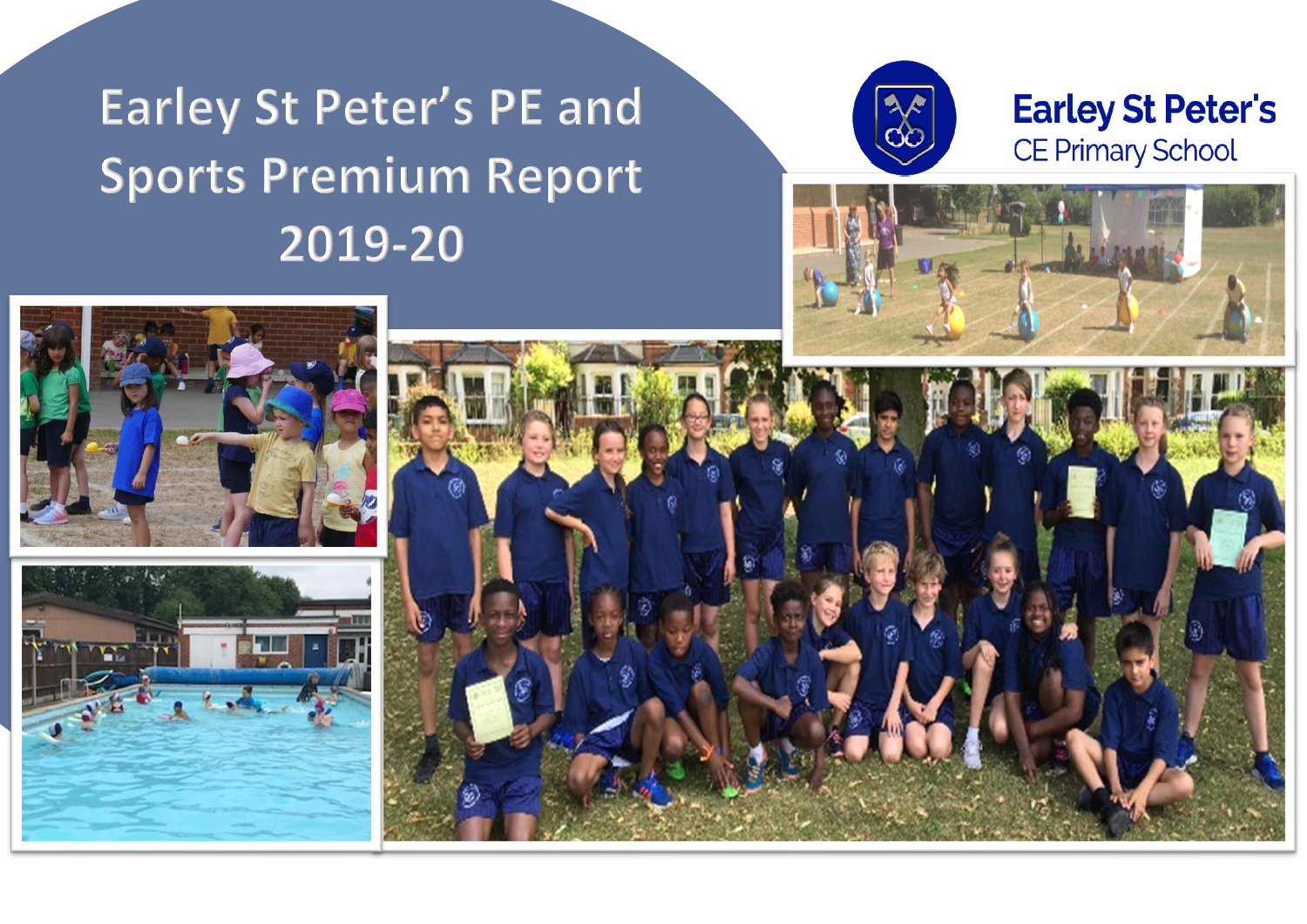# Earley St Peter's PE and Sports Premium Report 2019-20

Earley St Peter's

CE Primary School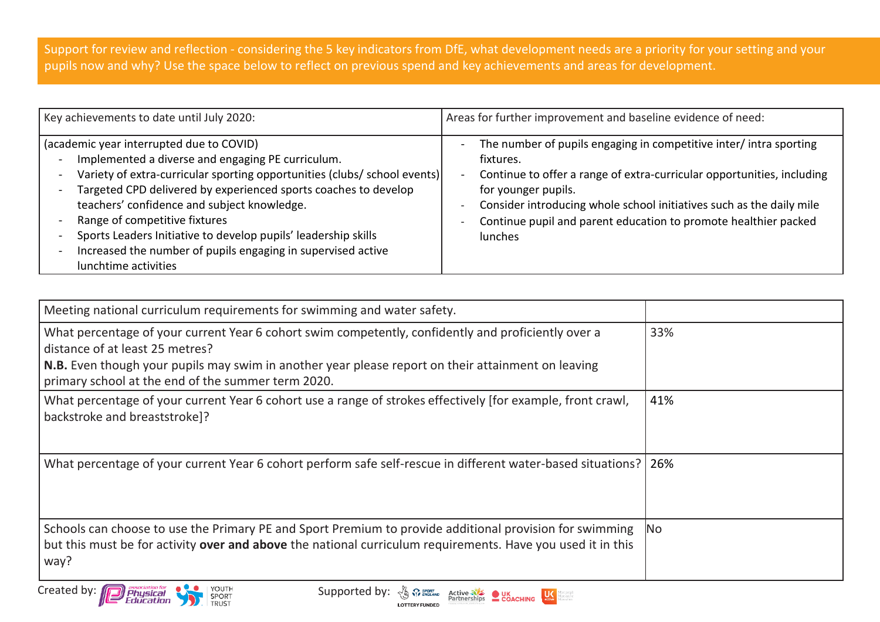Support for review and reflection - considering the 5 key indicators from DfE, what development needs are a priority for your setting and your pupils now and why? Use the space below to reflect on previous spend and key achievements and areas for development.

| Key achievements to date until July 2020: | Areas for further improvement and baseline evidence of need: |
|---|---|
| (academic year interrupted due to COVID)<br>- Implemented a diverse and engaging PE curriculum.<br>- Variety of extra-curricular sporting opportunities (clubs/ school events)<br>- Targeted CPD delivered by experienced sports coaches to develop teachers' confidence and subject knowledge.<br>- Range of competitive fixtures<br>- Sports Leaders Initiative to develop pupils' leadership skills<br>- Increased the number of pupils engaging in supervised active lunchtime activities | - The number of pupils engaging in competitive inter/ intra sporting fixtures.<br>- Continue to offer a range of extra-curricular opportunities, including for younger pupils.<br>- Consider introducing whole school initiatives such as the daily mile<br>- Continue pupil and parent education to promote healthier packed lunches |

| Meeting national curriculum requirements for swimming and water safety. | |
|---|---|
| What percentage of your current Year 6 cohort swim competently, confidently and proficiently over a distance of at least 25 metres?<br>**N.B.** Even though your pupils may swim in another year please report on their attainment on leaving primary school at the end of the summer term 2020. | 33% |
| What percentage of your current Year 6 cohort use a range of strokes effectively [for example, front crawl, backstroke and breaststroke]? | 41% |
| What percentage of your current Year 6 cohort perform safe self-rescue in different water-based situations? | 26% |
| Schools can choose to use the Primary PE and Sport Premium to provide additional provision for swimming but this must be for activity **over and above** the national curriculum requirements. Have you used it in this way? | No |

Created by: association for Physical Education, Youth Sport Trust

Supported by: Sport England, Active Partnerships, UK Coaching, UK Active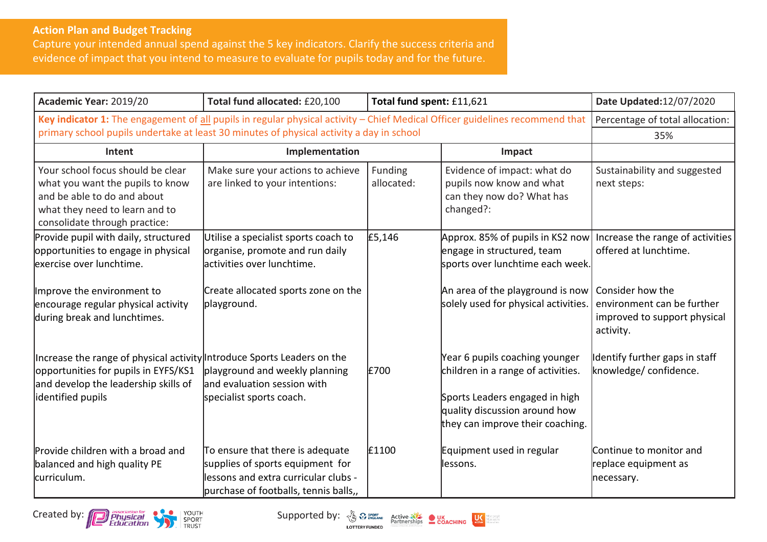**Action Plan and Budget Tracking**

Capture your intended annual spend against the 5 key indicators. Clarify the success criteria and evidence of impact that you intend to measure to evaluate for pupils today and for the future.

| **Academic Year:** 2019/20 | **Total fund allocated:** £20,100 | **Total fund spent:** £11,621 | | **Date Updated:**12/07/2020 |
|---|---|---|---|---|
| **Key indicator 1:** The engagement of all pupils in regular physical activity – Chief Medical Officer guidelines recommend that primary school pupils undertake at least 30 minutes of physical activity a day in school | | | | Percentage of total allocation: 35% |
| **Intent** | **Implementation** | | **Impact** | |
| Your school focus should be clear what you want the pupils to know and be able to do about what they need to learn and to consolidate through practice: | Make sure your actions to achieve are linked to your intentions: | Funding allocated: | Evidence of impact: what do pupils now know and what can they now do? What has changed?: | Sustainability and suggested next steps: |
| Provide pupil with daily, structured opportunities to engage in physical exercise over lunchtime. | Utilise a specialist sports coach to organise, promote and run daily activities over lunchtime. | £5,146 | Approx. 85% of pupils in KS2 now engage in structured, team sports over lunchtime each week. | Increase the range of activities offered at lunchtime. |
| Improve the environment to encourage regular physical activity during break and lunchtimes. | Create allocated sports zone on the playground. | | An area of the playground is now solely used for physical activities. | Consider how the environment can be further improved to support physical activity. |
| Increase the range of physical activity opportunities for pupils in EYFS/KS1 and develop the leadership skills of identified pupils | Introduce Sports Leaders on the playground and weekly planning and evaluation session with specialist sports coach. | £700 | Year 6 pupils coaching younger children in a range of activities.<br><br>Sports Leaders engaged in high quality discussion around how they can improve their coaching. | Identify further gaps in staff knowledge/ confidence. |
| Provide children with a broad and balanced and high quality PE curriculum. | To ensure that there is adequate supplies of sports equipment for lessons and extra curricular clubs - purchase of footballs, tennis balls,, | £1100 | Equipment used in regular lessons. | Continue to monitor and replace equipment as necessary. |

Created by: Association for Physical Education, Youth Sport Trust

Supported by: Sport England (Lottery Funded), Active Partnerships, UK Coaching, UK Active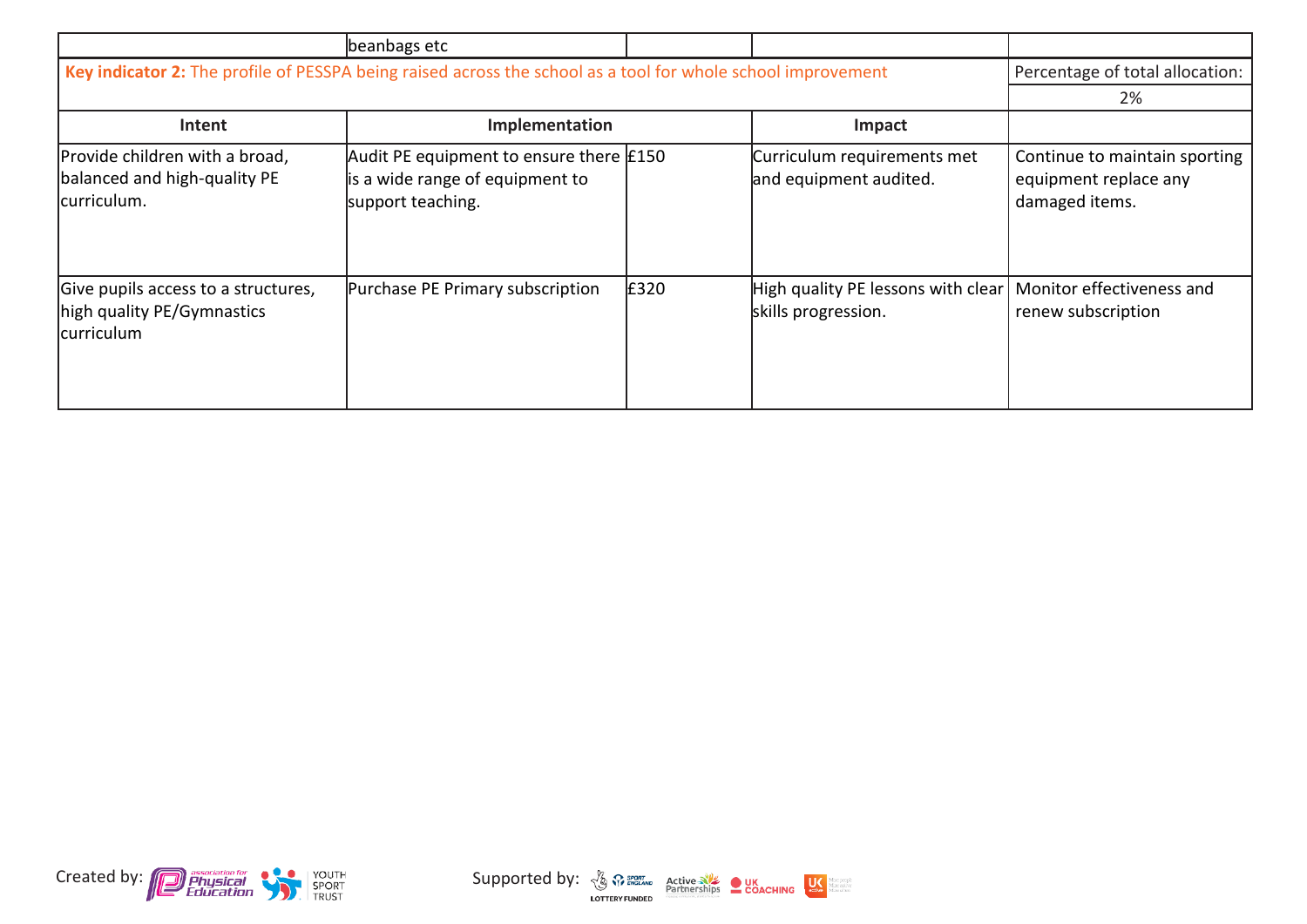| | beanbags etc | | | |
|---|---|---|---|---|

**Key indicator 2:** The profile of PESSPA being raised across the school as a tool for whole school improvement

| | | | | Percentage of total allocation: |
|---|---|---|---|---|
| | | | | 2% |
| **Intent** | **Implementation** | | **Impact** | |
| Provide children with a broad, balanced and high-quality PE curriculum. | Audit PE equipment to ensure there is a wide range of equipment to support teaching. | £150 | Curriculum requirements met and equipment audited. | Continue to maintain sporting equipment replace any damaged items. |
| Give pupils access to a structures, high quality PE/Gymnastics curriculum | Purchase PE Primary subscription | £320 | High quality PE lessons with clear skills progression. | Monitor effectiveness and renew subscription |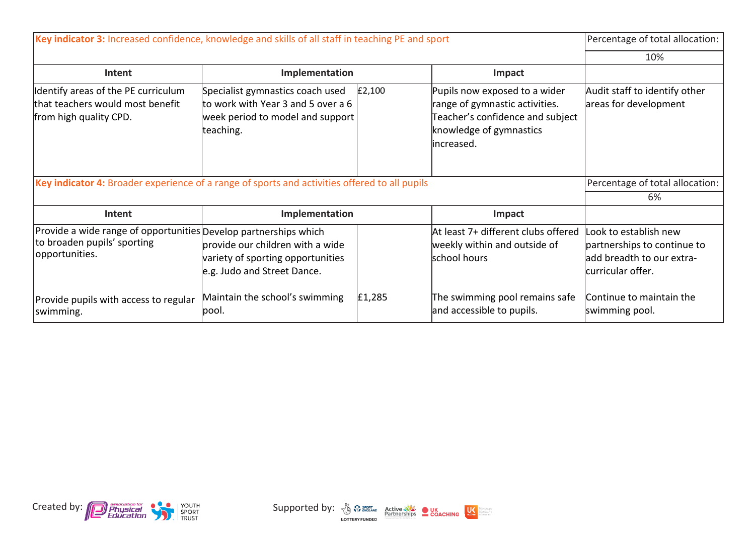| **Key indicator 3:** Increased confidence, knowledge and skills of all staff in teaching PE and sport | | | | Percentage of total allocation: |
|---|---|---|---|---|
| | | | | 10% |
| **Intent** | **Implementation** | | **Impact** | |
| Identify areas of the PE curriculum that teachers would most benefit from high quality CPD. | Specialist gymnastics coach used to work with Year 3 and 5 over a 6 week period to model and support teaching. | £2,100 | Pupils now exposed to a wider range of gymnastic activities. Teacher's confidence and subject knowledge of gymnastics increased. | Audit staff to identify other areas for development |

| **Key indicator 4:** Broader experience of a range of sports and activities offered to all pupils | | | | Percentage of total allocation: |
|---|---|---|---|---|
| | | | | 6% |
| **Intent** | **Implementation** | | **Impact** | |
| Provide a wide range of opportunities to broaden pupils' sporting opportunities. | Develop partnerships which provide our children with a wide variety of sporting opportunities e.g. Judo and Street Dance. | | At least 7+ different clubs offered weekly within and outside of school hours | Look to establish new partnerships to continue to add breadth to our extra-curricular offer. |
| Provide pupils with access to regular swimming. | Maintain the school's swimming pool. | £1,285 | The swimming pool remains safe and accessible to pupils. | Continue to maintain the swimming pool. |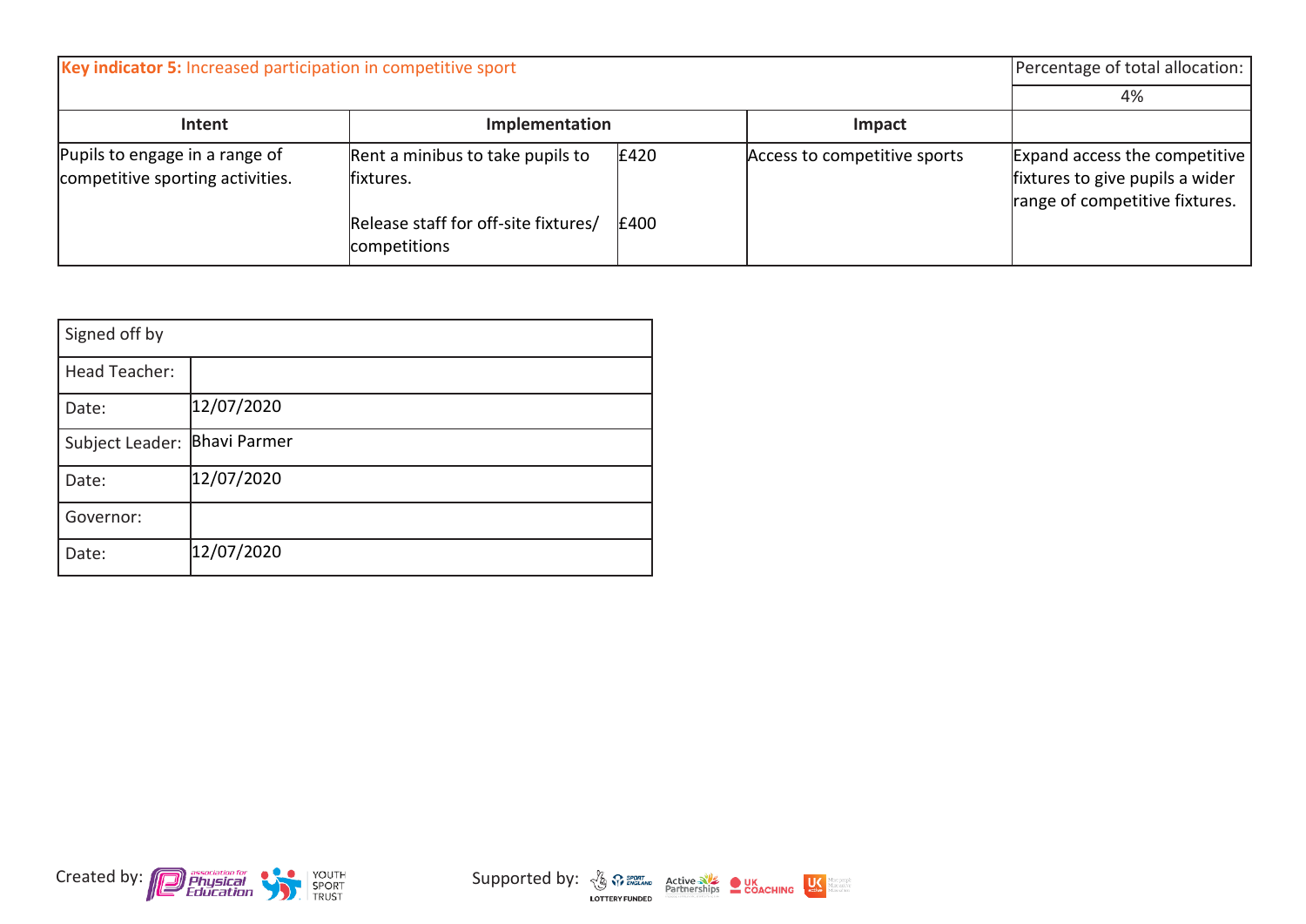| **Key indicator 5:** Increased participation in competitive sport | | | | Percentage of total allocation: |
|---|---|---|---|---|
| | | | | 4% |
| **Intent** | **Implementation** | | **Impact** | |
| Pupils to engage in a range of competitive sporting activities. | Rent a minibus to take pupils to fixtures.<br><br>Release staff for off-site fixtures/ competitions | £420<br><br>£400 | Access to competitive sports | Expand access the competitive fixtures to give pupils a wider range of competitive fixtures. |

| Signed off by | |
|---|---|
| Head Teacher: | |
| Date: | 12/07/2020 |
| Subject Leader: | Bhavi Parmer |
| Date: | 12/07/2020 |
| Governor: | |
| Date: | 12/07/2020 |

Created by: association for Physical Education, YOUTH SPORT TRUST

Supported by: SPORT ENGLAND LOTTERY FUNDED, Active Partnerships, UK COACHING, UK active